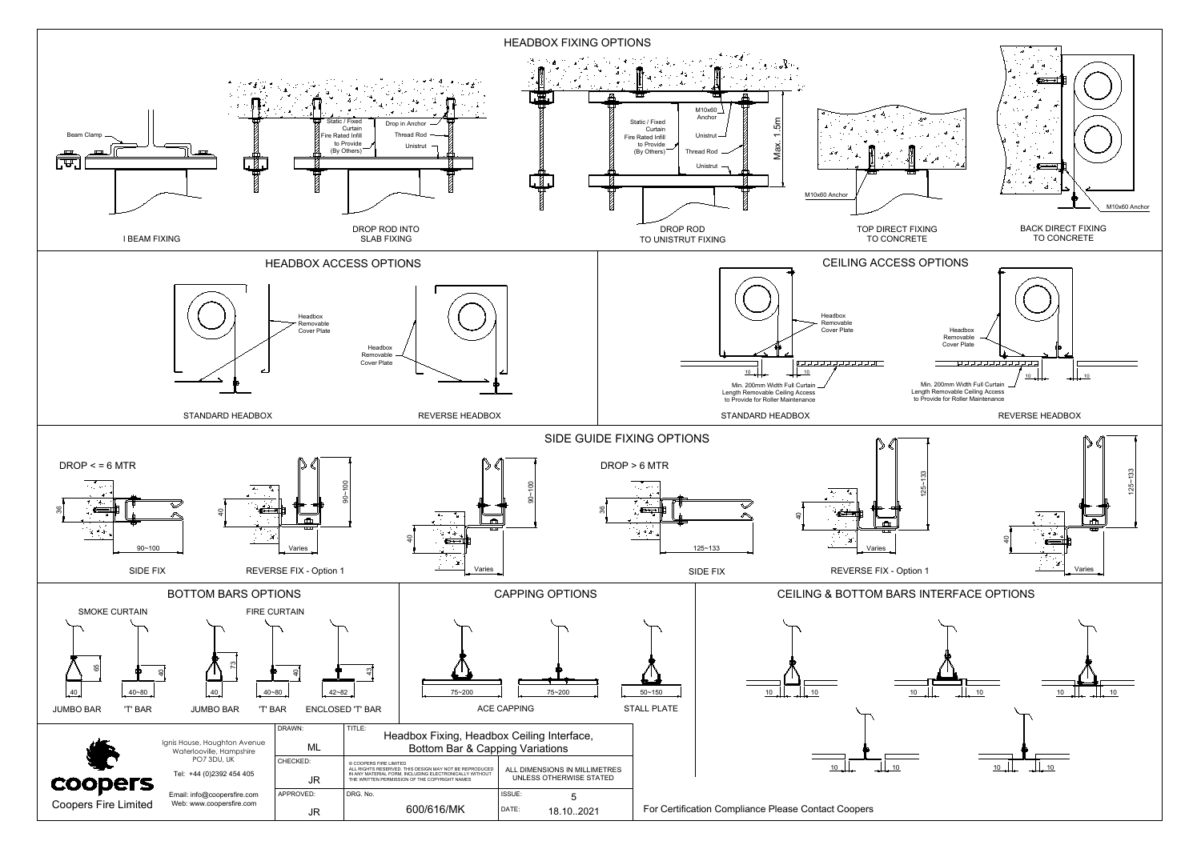# HEADBOX FIXING OPTIONS

Beam Clamp

I BEAM FIXING

Static / Fixed Curtain Fire Rated Infill to Provide (By Others)

Drop in Anchor

Thread Rod

Unistrut

DROP ROD INTO SLAB FIXING

Static / Fixed Curtain Fire Rated Infill to Provide (By Others)

M10x60 Anchor

Unistrut

Thread Rod

Unistrut

Max. 1.5m

DROP ROD TO UNISTRUT FIXING

M10x60 Anchor

TOP DIRECT FIXING TO CONCRETE

M10x60 Anchor

BACK DIRECT FIXING TO CONCRETE

# HEADBOX ACCESS OPTIONS

Headbox Removable Cover Plate

STANDARD HEADBOX

Headbox Removable Cover Plate

REVERSE HEADBOX

# CEILING ACCESS OPTIONS

Headbox Removable Cover Plate

10 10

Min. 200mm Width Full Curtain Length Removable Ceiling Access to Provide for Roller Maintenance

STANDARD HEADBOX

Headbox Removable Cover Plate

10 10

Min. 200mm Width Full Curtain Length Removable Ceiling Access to Provide for Roller Maintenance

REVERSE HEADBOX

# SIDE GUIDE FIXING OPTIONS

DROP < = 6 MTR

36

90~100

SIDE FIX

40

90~100

Varies

REVERSE FIX - Option 1

90~100

40

Varies

DROP > 6 MTR

36

125~133

SIDE FIX

40

125~133

Varies

REVERSE FIX - Option 1

125~133

40

Varies

# BOTTOM BARS OPTIONS

SMOKE CURTAIN

65

40

JUMBO BAR

40

40~80

'T' BAR

FIRE CURTAIN

73

40

JUMBO BAR

40

40~80

'T' BAR

43

42~82

ENCLOSED 'T' BAR

# CAPPING OPTIONS

75~200

75~200

ACE CAPPING

50~150

STALL PLATE

# CEILING & BOTTOM BARS INTERFACE OPTIONS

10 10

10 10

10 10

10 10

10 10

| | | | |
|---|---|---|---|
| Ignis House, Houghton Avenue Waterlooville, Hampshire PO7 3DU, UK<br>Tel: +44 (0)2392 454 405<br>Email: info@coopersfire.com Web: www.coopersfire.com | DRAWN: ML | TITLE: Headbox Fixing, Headbox Ceiling Interface, Bottom Bar & Capping Variations | |
| Coopers Fire Limited | CHECKED: JR | © COOPERS FIRE LIMITED ALL RIGHTS RESERVED. THIS DESIGN MAY NOT BE REPRODUCED IN ANY MATERIAL FORM, INCLUDING ELECTRONICALLY WITHOUT THE WRITTEN PERMISSION OF THE COPYRIGHT NAMES | ALL DIMENSIONS IN MILLIMETRES UNLESS OTHERWISE STATED |
| | APPROVED: JR | DRG. No. 600/616/MK | ISSUE: 5<br>DATE: 18.10..2021 |

For Certification Compliance Please Contact Coopers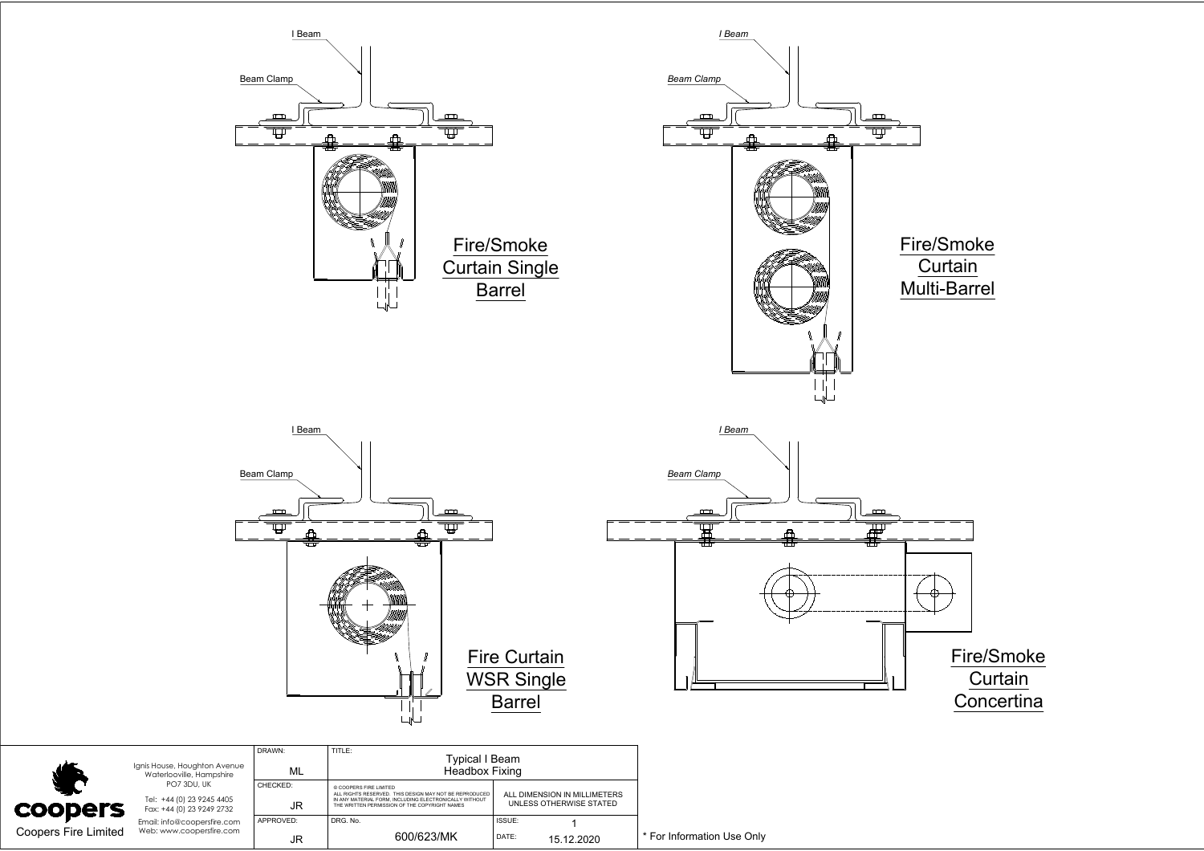I Beam

Beam Clamp

Fire/Smoke Curtain Single Barrel

I Beam

Beam Clamp

Fire/Smoke Curtain Multi-Barrel

I Beam

Beam Clamp

Fire Curtain WSR Single Barrel

I Beam

Beam Clamp

Fire/Smoke Curtain Concertina

| | | DRAWN: ML | TITLE: Typical I Beam Headbox Fixing | |
|---|---|---|---|---|
| coopers Coopers Fire Limited | Ignis House, Houghton Avenue Waterlooville, Hampshire PO7 3DU, UK Tel: +44 (0) 23 9245 4405 Fax: +44 (0) 23 9249 2732 Email: info@coopersfire.com Web: www.coopersfire.com | CHECKED: JR | © COOPERS FIRE LIMITED ALL RIGHTS RESERVED. THIS DESIGN MAY NOT BE REPRODUCED IN ANY MATERIAL FORM, INCLUDING ELECTRONICALLY WITHOUT THE WRITTEN PERMISSION OF THE COPYRIGHT NAMES | ALL DIMENSION IN MILLIMETERS UNLESS OTHERWISE STATED |
| | | APPROVED: JR | DRG. No. 600/623/MK | ISSUE: 1 DATE: 15.12.2020 |

* For Information Use Only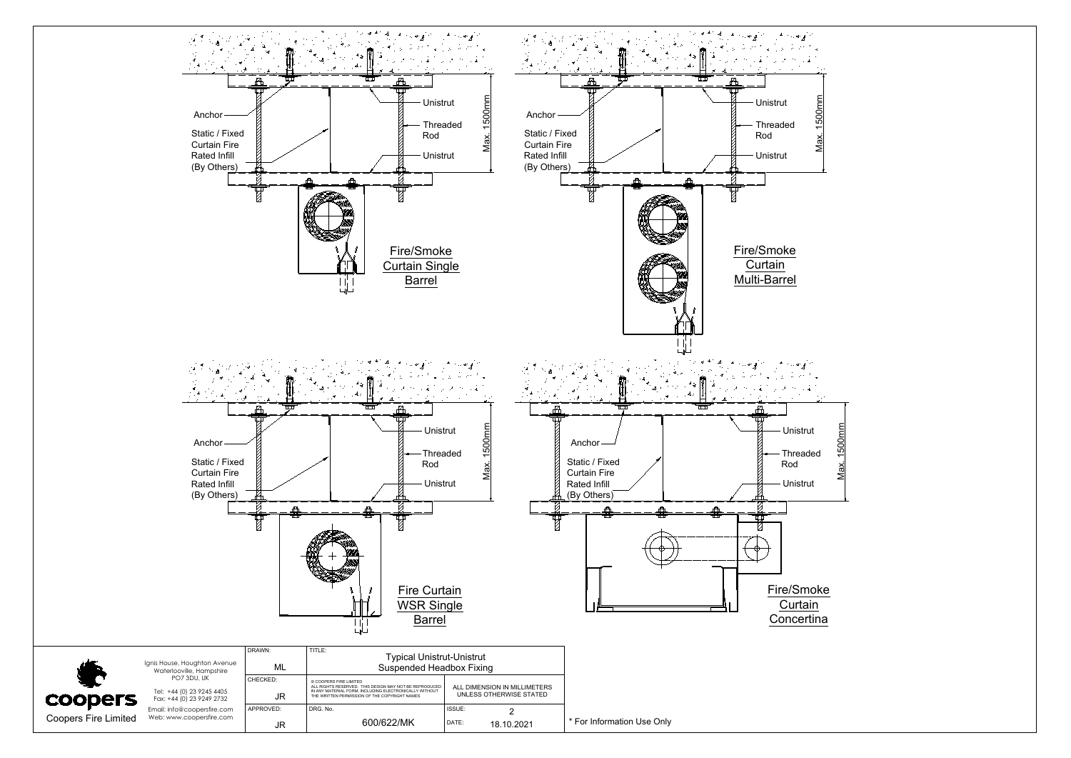## Fire/Smoke Curtain Single Barrel

- Anchor
- Static / Fixed Curtain Fire Rated Infill (By Others)
- Unistrut
- Threaded Rod
- Unistrut
- Max. 1500mm

## Fire/Smoke Curtain Multi-Barrel

- Anchor
- Static / Fixed Curtain Fire Rated Infill (By Others)
- Unistrut
- Threaded Rod
- Unistrut
- Max. 1500mm

## Fire Curtain WSR Single Barrel

- Anchor
- Static / Fixed Curtain Fire Rated Infill (By Others)
- Unistrut
- Threaded Rod
- Unistrut
- Max. 1500mm

## Fire/Smoke Curtain Concertina

- Anchor
- Static / Fixed Curtain Fire Rated Infill (By Others)
- Unistrut
- Threaded Rod
- Unistrut
- Max. 1500mm

---

**coopers**
Coopers Fire Limited

Ignis House, Houghton Avenue
Waterlooville, Hampshire
PO7 3DU, UK

Tel: +44 (0) 23 9245 4405
Fax: +44 (0) 23 9249 2732
Email: info@coopersfire.com
Web: www.coopersfire.com

| DRAWN: | TITLE: | |
|---|---|---|
| ML | Typical Unistrut-Unistrut Suspended Headbox Fixing | |
| CHECKED: | © COOPERS FIRE LIMITED ALL RIGHTS RESERVED. THIS DESIGN MAY NOT BE REPRODUCED IN ANY MATERIAL FORM, INCLUDING ELECTRONICALLY WITHOUT THE WRITTEN PERMISSION OF THE COPYRIGHT NAMES | ALL DIMENSION IN MILLIMETERS UNLESS OTHERWISE STATED |
| JR | | |
| APPROVED: | DRG. No. | ISSUE: 2 |
| JR | 600/622/MK | DATE: 18.10.2021 |

\* For Information Use Only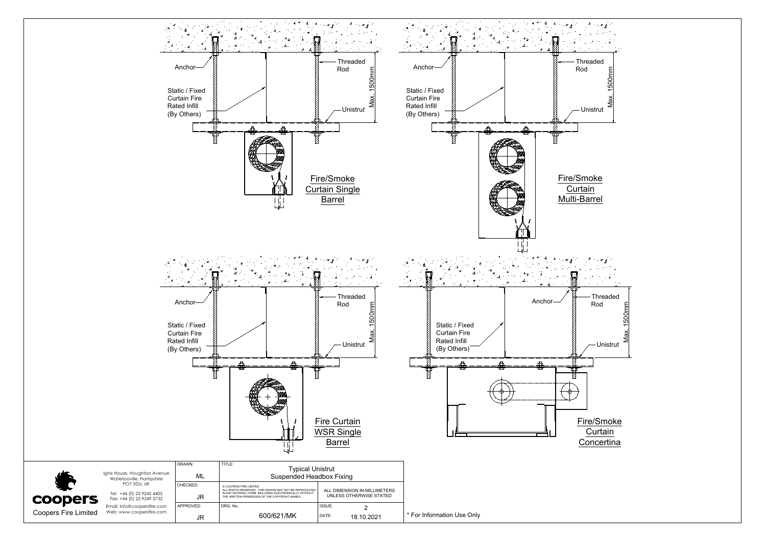Anchor

Threaded Rod

Static / Fixed Curtain Fire Rated Infill (By Others)

Unistrut

Max. 1500mm

Fire/Smoke Curtain Single Barrel

Anchor

Threaded Rod

Static / Fixed Curtain Fire Rated Infill (By Others)

Unistrut

Max. 1500mm

Fire/Smoke Curtain Multi-Barrel

Anchor

Threaded Rod

Static / Fixed Curtain Fire Rated Infill (By Others)

Unistrut

Max. 1500mm

Fire Curtain WSR Single Barrel

Anchor

Threaded Rod

Static / Fixed Curtain Fire Rated Infill (By Others)

Unistrut

Max. 1500mm

Fire/Smoke Curtain Concertina

coopers

Coopers Fire Limited

Ignis House, Houghton Avenue
Waterlooville, Hampshire
PO7 3DU, UK

Tel: +44 (0) 23 9245 4405
Fax: +44 (0) 23 9249 2732

Email: info@coopersfire.com
Web: www.coopersfire.com

| | | | |
|---|---|---|---|
| DRAWN: ML | TITLE: Typical Unistrut Suspended Headbox Fixing | | |
| CHECKED: JR | © COOPERS FIRE LIMITED ALL RIGHTS RESERVED. THIS DESIGN MAY NOT BE REPRODUCED IN ANY MATERIAL FORM, INCLUDING ELECTRONICALLY WITHOUT THE WRITTEN PERMISSION OF THE COPYRIGHT NAMES | ALL DIMENSION IN MILLIMETERS UNLESS OTHERWISE STATED | |
| APPROVED: JR | DRG. No. 600/621/MK | ISSUE: 2 | DATE: 18.10.2021 |

\* For Information Use Only